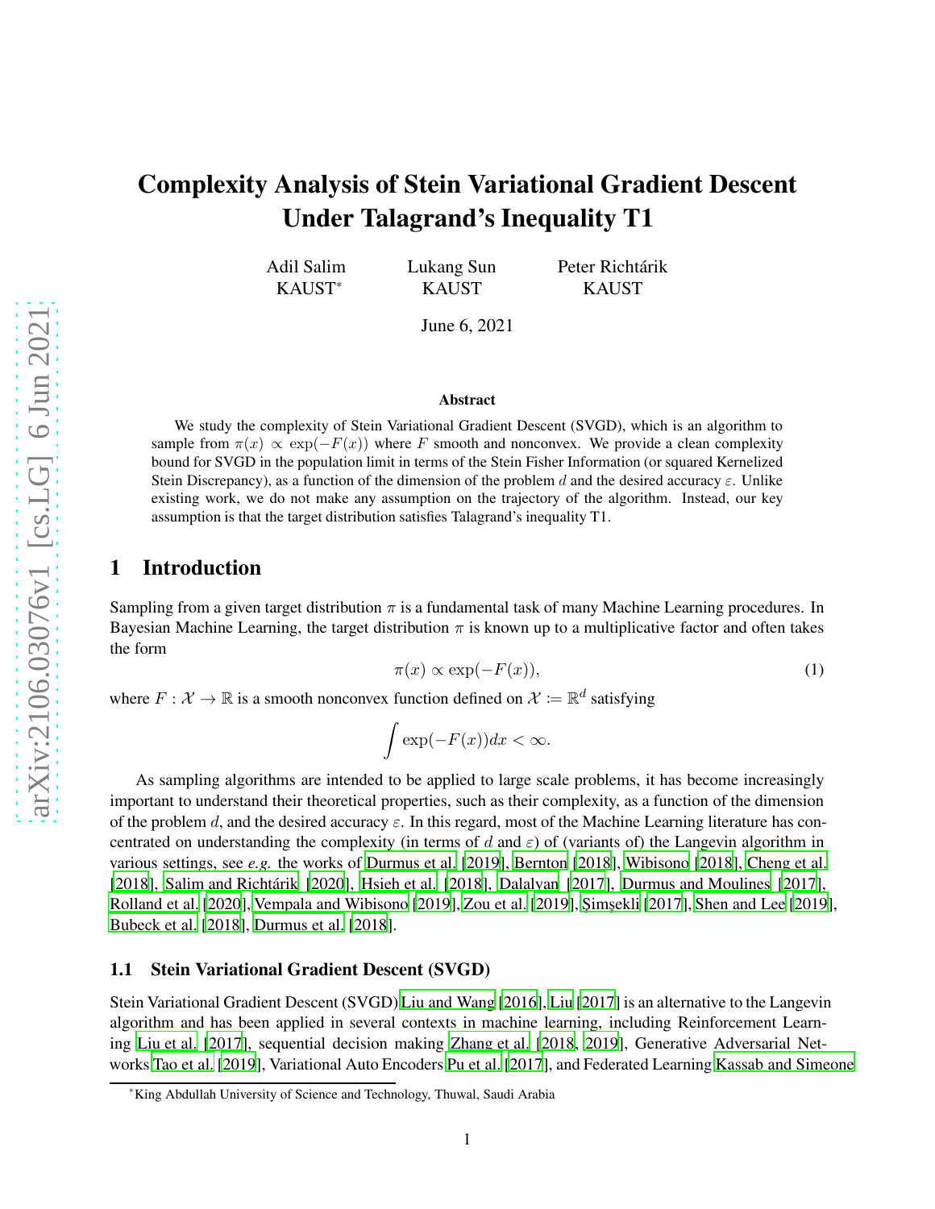# Complexity Analysis of Stein Variational Gradient Descent Under Talagrand's Inequality T1

Adil Salim  
KAUST[*]

Lukang Sun  
KAUST

Peter Richtárik  
KAUST

June 6, 2021

## Abstract

We study the complexity of Stein Variational Gradient Descent (SVGD), which is an algorithm to sample from $\pi(x) \propto \exp(-F(x))$ where $F$ smooth and nonconvex. We provide a clean complexity bound for SVGD in the population limit in terms of the Stein Fisher Information (or squared Kernelized Stein Discrepancy), as a function of the dimension of the problem $d$ and the desired accuracy $\varepsilon$. Unlike existing work, we do not make any assumption on the trajectory of the algorithm. Instead, our key assumption is that the target distribution satisfies Talagrand's inequality T1.

## 1 Introduction

Sampling from a given target distribution $\pi$ is a fundamental task of many Machine Learning procedures. In Bayesian Machine Learning, the target distribution $\pi$ is known up to a multiplicative factor and often takes the form

$$\pi(x) \propto \exp(-F(x)), \tag{1}$$

where $F : \mathcal{X} \to \mathbb{R}$ is a smooth nonconvex function defined on $\mathcal{X} := \mathbb{R}^d$ satisfying

$$\int \exp(-F(x))dx < \infty.$$

As sampling algorithms are intended to be applied to large scale problems, it has become increasingly important to understand their theoretical properties, such as their complexity, as a function of the dimension of the problem $d$, and the desired accuracy $\varepsilon$. In this regard, most of the Machine Learning literature has concentrated on understanding the complexity (in terms of $d$ and $\varepsilon$) of (variants of) the Langevin algorithm in various settings, see *e.g.* the works of Durmus et al. [2019], Bernton [2018], Wibisono [2018], Cheng et al. [2018], Salim and Richtárik [2020], Hsieh et al. [2018], Dalalyan [2017], Durmus and Moulines [2017], Rolland et al. [2020], Vempala and Wibisono [2019], Zou et al. [2019], Şimşekli [2017], Shen and Lee [2019], Bubeck et al. [2018], Durmus et al. [2018].

### 1.1 Stein Variational Gradient Descent (SVGD)

Stein Variational Gradient Descent (SVGD) Liu and Wang [2016], Liu [2017] is an alternative to the Langevin algorithm and has been applied in several contexts in machine learning, including Reinforcement Learning Liu et al. [2017], sequential decision making Zhang et al. [2018, 2019], Generative Adversarial Networks Tao et al. [2019], Variational Auto Encoders Pu et al. [2017], and Federated Learning Kassab and Simeone

[*]King Abdullah University of Science and Technology, Thuwal, Saudi Arabia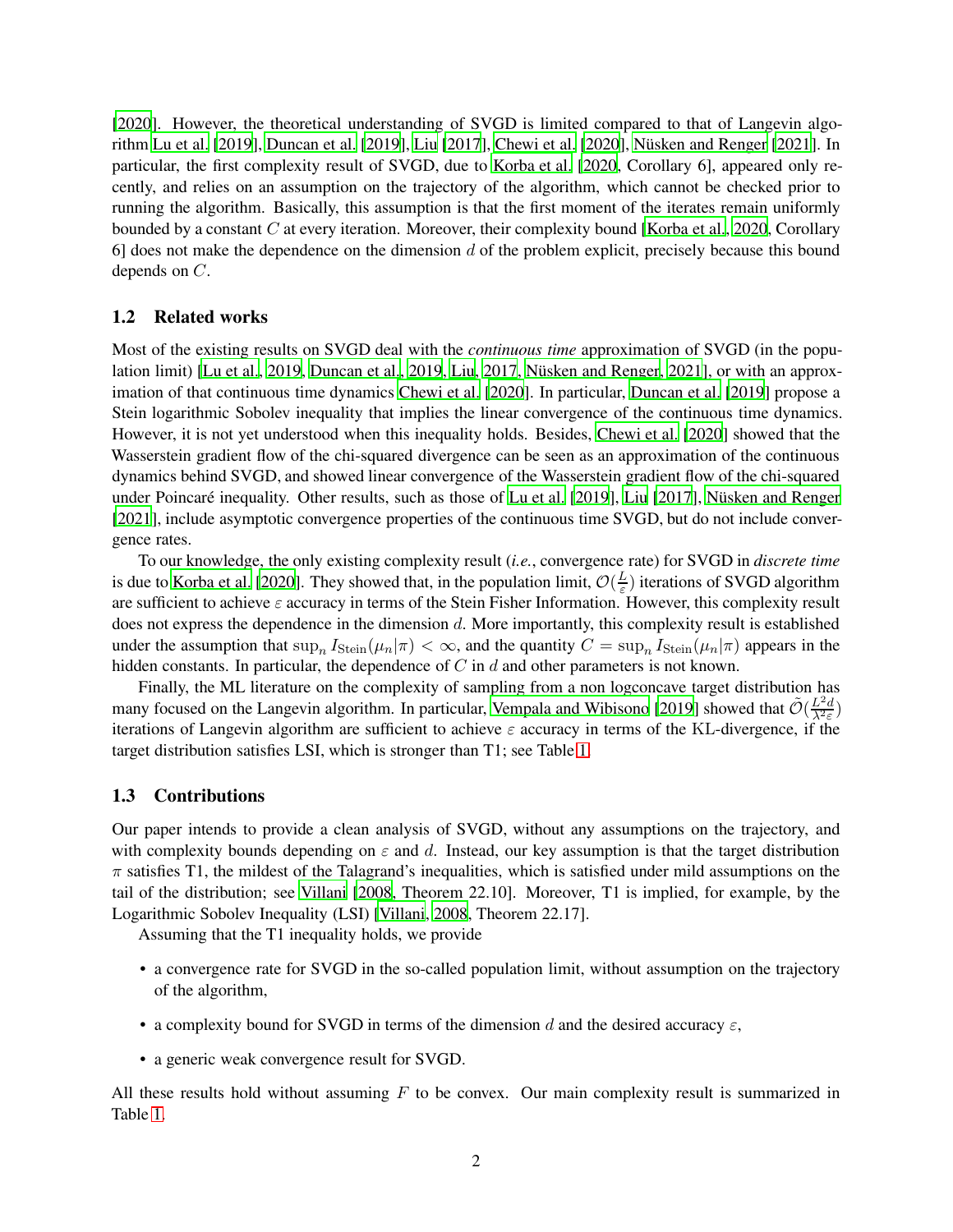[2020]. However, the theoretical understanding of SVGD is limited compared to that of Langevin algorithm Lu et al. [2019], Duncan et al. [2019], Liu [2017], Chewi et al. [2020], Nüsken and Renger [2021]. In particular, the first complexity result of SVGD, due to Korba et al. [2020, Corollary 6], appeared only recently, and relies on an assumption on the trajectory of the algorithm, which cannot be checked prior to running the algorithm. Basically, this assumption is that the first moment of the iterates remain uniformly bounded by a constant $C$ at every iteration. Moreover, their complexity bound [Korba et al., 2020, Corollary 6] does not make the dependence on the dimension $d$ of the problem explicit, precisely because this bound depends on $C$.

### 1.2 Related works

Most of the existing results on SVGD deal with the *continuous time* approximation of SVGD (in the population limit) [Lu et al., 2019, Duncan et al., 2019, Liu, 2017, Nüsken and Renger, 2021], or with an approximation of that continuous time dynamics Chewi et al. [2020]. In particular, Duncan et al. [2019] propose a Stein logarithmic Sobolev inequality that implies the linear convergence of the continuous time dynamics. However, it is not yet understood when this inequality holds. Besides, Chewi et al. [2020] showed that the Wasserstein gradient flow of the chi-squared divergence can be seen as an approximation of the continuous dynamics behind SVGD, and showed linear convergence of the Wasserstein gradient flow of the chi-squared under Poincaré inequality. Other results, such as those of Lu et al. [2019], Liu [2017], Nüsken and Renger [2021], include asymptotic convergence properties of the continuous time SVGD, but do not include convergence rates.

To our knowledge, the only existing complexity result (*i.e.*, convergence rate) for SVGD in *discrete time* is due to Korba et al. [2020]. They showed that, in the population limit, $\mathcal{O}(\frac{L}{\varepsilon})$ iterations of SVGD algorithm are sufficient to achieve $\varepsilon$ accuracy in terms of the Stein Fisher Information. However, this complexity result does not express the dependence in the dimension $d$. More importantly, this complexity result is established under the assumption that $\sup_n I_{\mathrm{Stein}}(\mu_n|\pi) < \infty$, and the quantity $C = \sup_n I_{\mathrm{Stein}}(\mu_n|\pi)$ appears in the hidden constants. In particular, the dependence of $C$ in $d$ and other parameters is not known.

Finally, the ML literature on the complexity of sampling from a non logconcave target distribution has many focused on the Langevin algorithm. In particular, Vempala and Wibisono [2019] showed that $\tilde{\mathcal{O}}(\frac{L^2 d}{\lambda^2 \varepsilon})$ iterations of Langevin algorithm are sufficient to achieve $\varepsilon$ accuracy in terms of the KL-divergence, if the target distribution satisfies LSI, which is stronger than T1; see Table 1.

### 1.3 Contributions

Our paper intends to provide a clean analysis of SVGD, without any assumptions on the trajectory, and with complexity bounds depending on $\varepsilon$ and $d$. Instead, our key assumption is that the target distribution $\pi$ satisfies T1, the mildest of the Talagrand's inequalities, which is satisfied under mild assumptions on the tail of the distribution; see Villani [2008, Theorem 22.10]. Moreover, T1 is implied, for example, by the Logarithmic Sobolev Inequality (LSI) [Villani, 2008, Theorem 22.17].

Assuming that the T1 inequality holds, we provide

- a convergence rate for SVGD in the so-called population limit, without assumption on the trajectory of the algorithm,
- a complexity bound for SVGD in terms of the dimension $d$ and the desired accuracy $\varepsilon$,
- a generic weak convergence result for SVGD.

All these results hold without assuming $F$ to be convex. Our main complexity result is summarized in Table 1.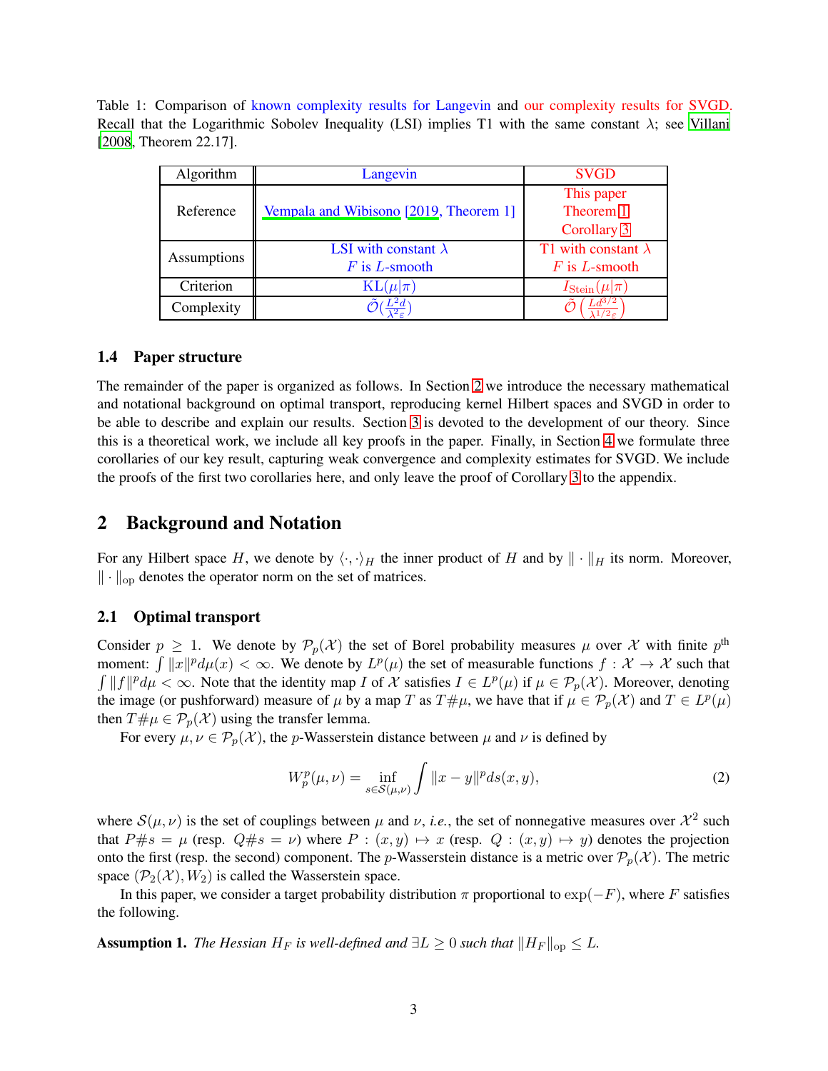Table 1: Comparison of known complexity results for Langevin and our complexity results for SVGD. Recall that the Logarithmic Sobolev Inequality (LSI) implies T1 with the same constant $\lambda$; see Villani [2008, Theorem 22.17].

| Algorithm | Langevin | SVGD |
|---|---|---|
| Reference | Vempala and Wibisono [2019, Theorem 1] | This paper Theorem 1 Corollary 3 |
| Assumptions | LSI with constant $\lambda$ $F$ is $L$-smooth | T1 with constant $\lambda$ $F$ is $L$-smooth |
| Criterion | $\mathrm{KL}(\mu\|\pi)$ | $I_{\mathrm{Stein}}(\mu\|\pi)$ |
| Complexity | $\tilde{\mathcal{O}}(\frac{L^2 d}{\lambda^2 \varepsilon})$ | $\tilde{\mathcal{O}}\left(\frac{L d^{3/2}}{\lambda^{1/2} \varepsilon}\right)$ |

### 1.4 Paper structure

The remainder of the paper is organized as follows. In Section 2 we introduce the necessary mathematical and notational background on optimal transport, reproducing kernel Hilbert spaces and SVGD in order to be able to describe and explain our results. Section 3 is devoted to the development of our theory. Since this is a theoretical work, we include all key proofs in the paper. Finally, in Section 4 we formulate three corollaries of our key result, capturing weak convergence and complexity estimates for SVGD. We include the proofs of the first two corollaries here, and only leave the proof of Corollary 3 to the appendix.

## 2 Background and Notation

For any Hilbert space $H$, we denote by $\langle \cdot, \cdot \rangle_H$ the inner product of $H$ and by $\| \cdot \|_H$ its norm. Moreover, $\| \cdot \|_{\mathrm{op}}$ denotes the operator norm on the set of matrices.

### 2.1 Optimal transport

Consider $p \geq 1$. We denote by $\mathcal{P}_p(\mathcal{X})$ the set of Borel probability measures $\mu$ over $\mathcal{X}$ with finite $p^{\text{th}}$ moment: $\int \|x\|^p d\mu(x) < \infty$. We denote by $L^p(\mu)$ the set of measurable functions $f : \mathcal{X} \to \mathcal{X}$ such that $\int \|f\|^p d\mu < \infty$. Note that the identity map $I$ of $\mathcal{X}$ satisfies $I \in L^p(\mu)$ if $\mu \in \mathcal{P}_p(\mathcal{X})$. Moreover, denoting the image (or pushforward) measure of $\mu$ by a map $T$ as $T\#\mu$, we have that if $\mu \in \mathcal{P}_p(\mathcal{X})$ and $T \in L^p(\mu)$ then $T\#\mu \in \mathcal{P}_p(\mathcal{X})$ using the transfer lemma.

For every $\mu, \nu \in \mathcal{P}_p(\mathcal{X})$, the $p$-Wasserstein distance between $\mu$ and $\nu$ is defined by

$$W_p^p(\mu, \nu) = \inf_{s \in \mathcal{S}(\mu,\nu)} \int \|x - y\|^p ds(x, y), \tag{2}$$

where $\mathcal{S}(\mu, \nu)$ is the set of couplings between $\mu$ and $\nu$, *i.e.*, the set of nonnegative measures over $\mathcal{X}^2$ such that $P\#s = \mu$ (resp. $Q\#s = \nu$) where $P : (x, y) \mapsto x$ (resp. $Q : (x, y) \mapsto y$) denotes the projection onto the first (resp. the second) component. The $p$-Wasserstein distance is a metric over $\mathcal{P}_p(\mathcal{X})$. The metric space $(\mathcal{P}_2(\mathcal{X}), W_2)$ is called the Wasserstein space.

In this paper, we consider a target probability distribution $\pi$ proportional to $\exp(-F)$, where $F$ satisfies the following.

**Assumption 1.** *The Hessian $H_F$ is well-defined and $\exists L \geq 0$ such that $\|H_F\|_{\mathrm{op}} \leq L$.*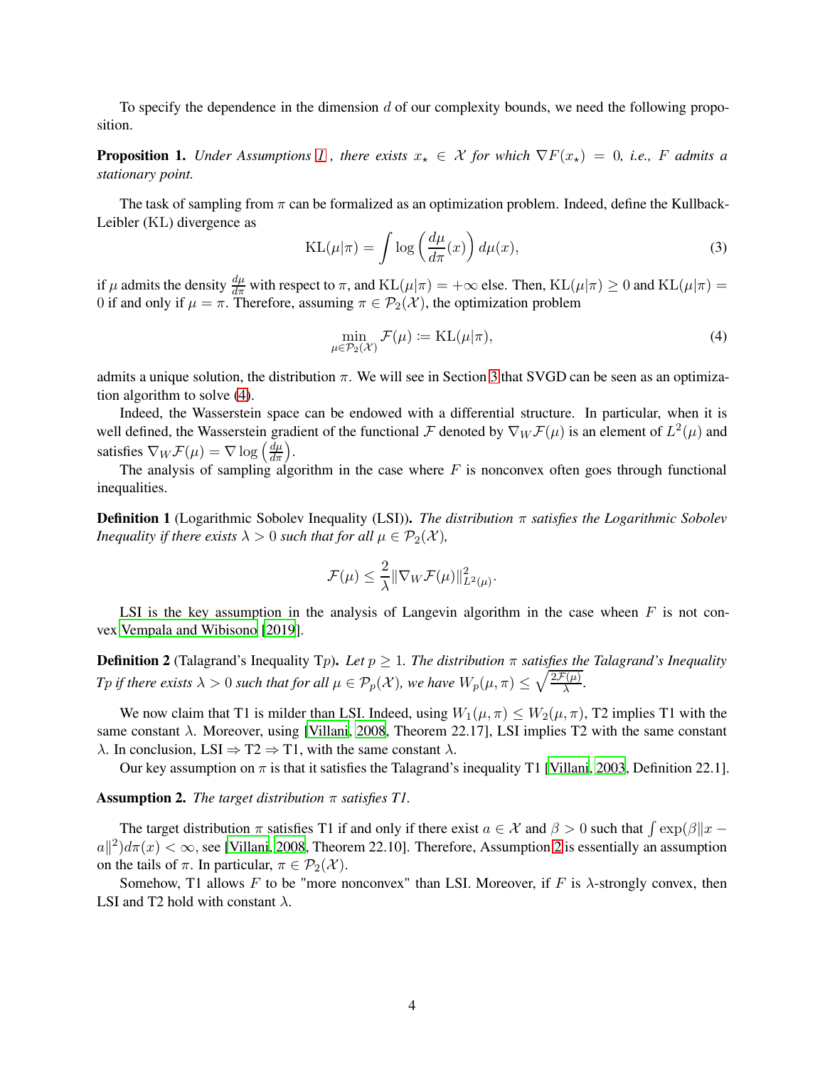To specify the dependence in the dimension $d$ of our complexity bounds, we need the following proposition.

**Proposition 1.** *Under Assumptions 1 , there exists $x_\star \in \mathcal{X}$ for which $\nabla F(x_\star) = 0$, i.e., $F$ admits a stationary point.*

The task of sampling from $\pi$ can be formalized as an optimization problem. Indeed, define the Kullback-Leibler (KL) divergence as

$$\mathrm{KL}(\mu|\pi) = \int \log\left(\frac{d\mu}{d\pi}(x)\right) d\mu(x), \tag{3}$$

if $\mu$ admits the density $\frac{d\mu}{d\pi}$ with respect to $\pi$, and $\mathrm{KL}(\mu|\pi) = +\infty$ else. Then, $\mathrm{KL}(\mu|\pi) \geq 0$ and $\mathrm{KL}(\mu|\pi) = 0$ if and only if $\mu = \pi$. Therefore, assuming $\pi \in \mathcal{P}_2(\mathcal{X})$, the optimization problem

$$\min_{\mu \in \mathcal{P}_2(\mathcal{X})} \mathcal{F}(\mu) \coloneqq \mathrm{KL}(\mu|\pi), \tag{4}$$

admits a unique solution, the distribution $\pi$. We will see in Section 3 that SVGD can be seen as an optimization algorithm to solve (4).

Indeed, the Wasserstein space can be endowed with a differential structure. In particular, when it is well defined, the Wasserstein gradient of the functional $\mathcal{F}$ denoted by $\nabla_W \mathcal{F}(\mu)$ is an element of $L^2(\mu)$ and satisfies $\nabla_W \mathcal{F}(\mu) = \nabla \log\left(\frac{d\mu}{d\pi}\right)$.

The analysis of sampling algorithm in the case where $F$ is nonconvex often goes through functional inequalities.

**Definition 1** (Logarithmic Sobolev Inequality (LSI))**.** *The distribution $\pi$ satisfies the Logarithmic Sobolev Inequality if there exists $\lambda > 0$ such that for all $\mu \in \mathcal{P}_2(\mathcal{X})$,*

$$\mathcal{F}(\mu) \leq \frac{2}{\lambda} \|\nabla_W \mathcal{F}(\mu)\|^2_{L^2(\mu)}.$$

LSI is the key assumption in the analysis of Langevin algorithm in the case wheen $F$ is not convex Vempala and Wibisono [2019].

**Definition 2** (Talagrand's Inequality T$p$)**.** *Let $p \geq 1$. The distribution $\pi$ satisfies the Talagrand's Inequality T$p$ if there exists $\lambda > 0$ such that for all $\mu \in \mathcal{P}_p(\mathcal{X})$, we have $W_p(\mu, \pi) \leq \sqrt{\frac{2\mathcal{F}(\mu)}{\lambda}}$.*

We now claim that T1 is milder than LSI. Indeed, using $W_1(\mu, \pi) \leq W_2(\mu, \pi)$, T2 implies T1 with the same constant $\lambda$. Moreover, using [Villani, 2008, Theorem 22.17], LSI implies T2 with the same constant $\lambda$. In conclusion, LSI $\Rightarrow$ T2 $\Rightarrow$ T1, with the same constant $\lambda$.

Our key assumption on $\pi$ is that it satisfies the Talagrand's inequality T1 [Villani, 2003, Definition 22.1].

**Assumption 2.** *The target distribution $\pi$ satisfies T1.*

The target distribution $\pi$ satisfies T1 if and only if there exist $a \in \mathcal{X}$ and $\beta > 0$ such that $\int \exp(\beta\|x - a\|^2) d\pi(x) < \infty$, see [Villani, 2008, Theorem 22.10]. Therefore, Assumption 2 is essentially an assumption on the tails of $\pi$. In particular, $\pi \in \mathcal{P}_2(\mathcal{X})$.

Somehow, T1 allows $F$ to be "more nonconvex" than LSI. Moreover, if $F$ is $\lambda$-strongly convex, then LSI and T2 hold with constant $\lambda$.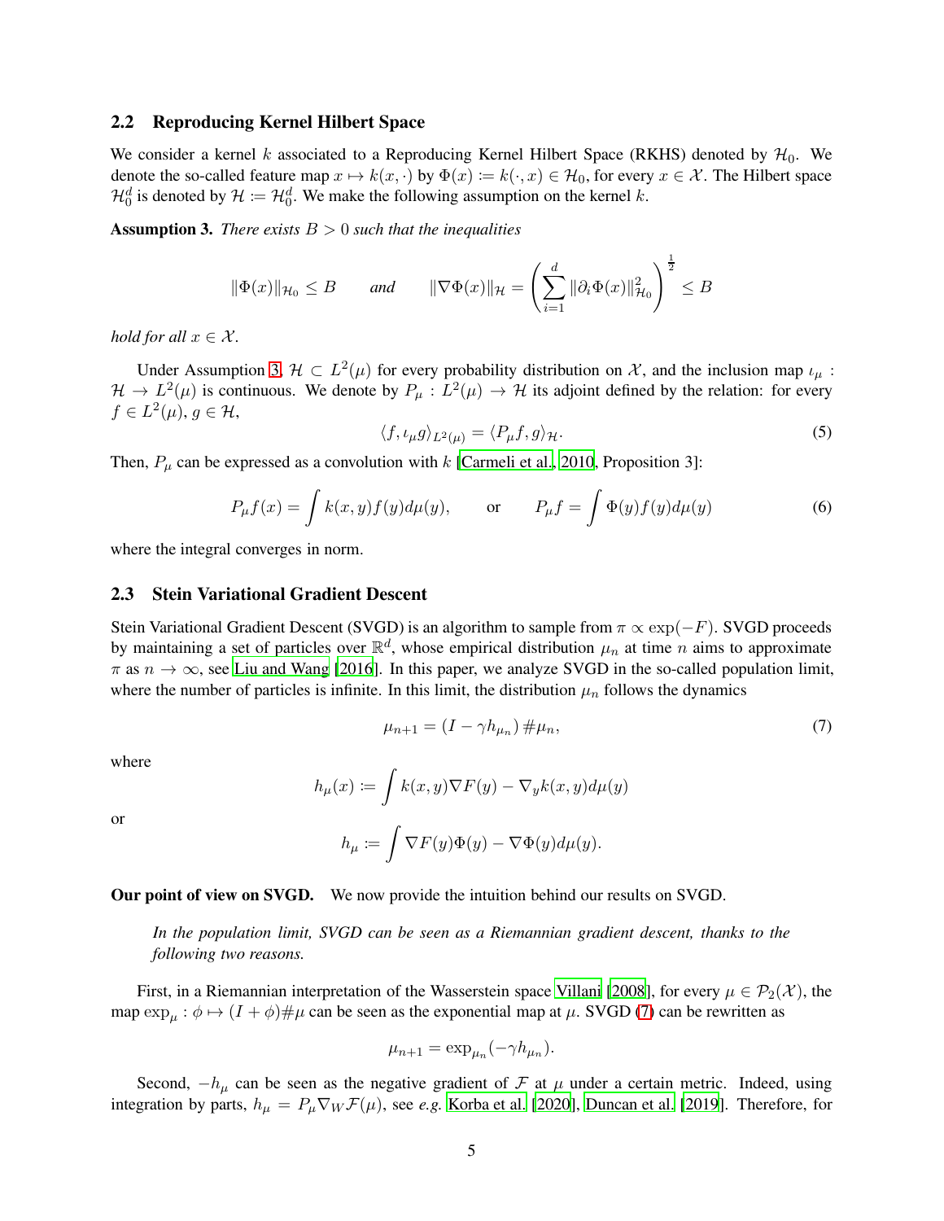### 2.2 Reproducing Kernel Hilbert Space

We consider a kernel $k$ associated to a Reproducing Kernel Hilbert Space (RKHS) denoted by $\mathcal{H}_0$. We denote the so-called feature map $x \mapsto k(x, \cdot)$ by $\Phi(x) \coloneqq k(\cdot, x) \in \mathcal{H}_0$, for every $x \in \mathcal{X}$. The Hilbert space $\mathcal{H}_0^d$ is denoted by $\mathcal{H} \coloneqq \mathcal{H}_0^d$. We make the following assumption on the kernel $k$.

**Assumption 3.** *There exists $B > 0$ such that the inequalities*

$$\|\Phi(x)\|_{\mathcal{H}_0} \leq B \qquad \text{and} \qquad \|\nabla \Phi(x)\|_{\mathcal{H}} = \left( \sum_{i=1}^{d} \|\partial_i \Phi(x)\|_{\mathcal{H}_0}^2 \right)^{\frac{1}{2}} \leq B$$

*hold for all $x \in \mathcal{X}$.*

Under Assumption 3, $\mathcal{H} \subset L^2(\mu)$ for every probability distribution on $\mathcal{X}$, and the inclusion map $\iota_\mu : \mathcal{H} \to L^2(\mu)$ is continuous. We denote by $P_\mu : L^2(\mu) \to \mathcal{H}$ its adjoint defined by the relation: for every $f \in L^2(\mu)$, $g \in \mathcal{H}$,

$$\langle f, \iota_\mu g \rangle_{L^2(\mu)} = \langle P_\mu f, g \rangle_{\mathcal{H}}. \tag{5}$$

Then, $P_\mu$ can be expressed as a convolution with $k$ [Carmeli et al., 2010, Proposition 3]:

$$P_\mu f(x) = \int k(x, y) f(y) d\mu(y), \qquad \text{or} \qquad P_\mu f = \int \Phi(y) f(y) d\mu(y) \tag{6}$$

where the integral converges in norm.

### 2.3 Stein Variational Gradient Descent

Stein Variational Gradient Descent (SVGD) is an algorithm to sample from $\pi \propto \exp(-F)$. SVGD proceeds by maintaining a set of particles over $\mathbb{R}^d$, whose empirical distribution $\mu_n$ at time $n$ aims to approximate $\pi$ as $n \to \infty$, see Liu and Wang [2016]. In this paper, we analyze SVGD in the so-called population limit, where the number of particles is infinite. In this limit, the distribution $\mu_n$ follows the dynamics

$$\mu_{n+1} = (I - \gamma h_{\mu_n}) \# \mu_n, \tag{7}$$

where

$$h_\mu(x) \coloneqq \int k(x, y) \nabla F(y) - \nabla_y k(x, y) d\mu(y)$$

or

$$h_\mu \coloneqq \int \nabla F(y) \Phi(y) - \nabla \Phi(y) d\mu(y).$$

**Our point of view on SVGD.** We now provide the intuition behind our results on SVGD.

> *In the population limit, SVGD can be seen as a Riemannian gradient descent, thanks to the following two reasons.*

First, in a Riemannian interpretation of the Wasserstein space Villani [2008], for every $\mu \in \mathcal{P}_2(\mathcal{X})$, the map $\exp_\mu : \phi \mapsto (I + \phi)\#\mu$ can be seen as the exponential map at $\mu$. SVGD (7) can be rewritten as

$$\mu_{n+1} = \exp_{\mu_n}(-\gamma h_{\mu_n}).$$

Second, $-h_\mu$ can be seen as the negative gradient of $\mathcal{F}$ at $\mu$ under a certain metric. Indeed, using integration by parts, $h_\mu = P_\mu \nabla_W \mathcal{F}(\mu)$, see *e.g.* Korba et al. [2020], Duncan et al. [2019]. Therefore, for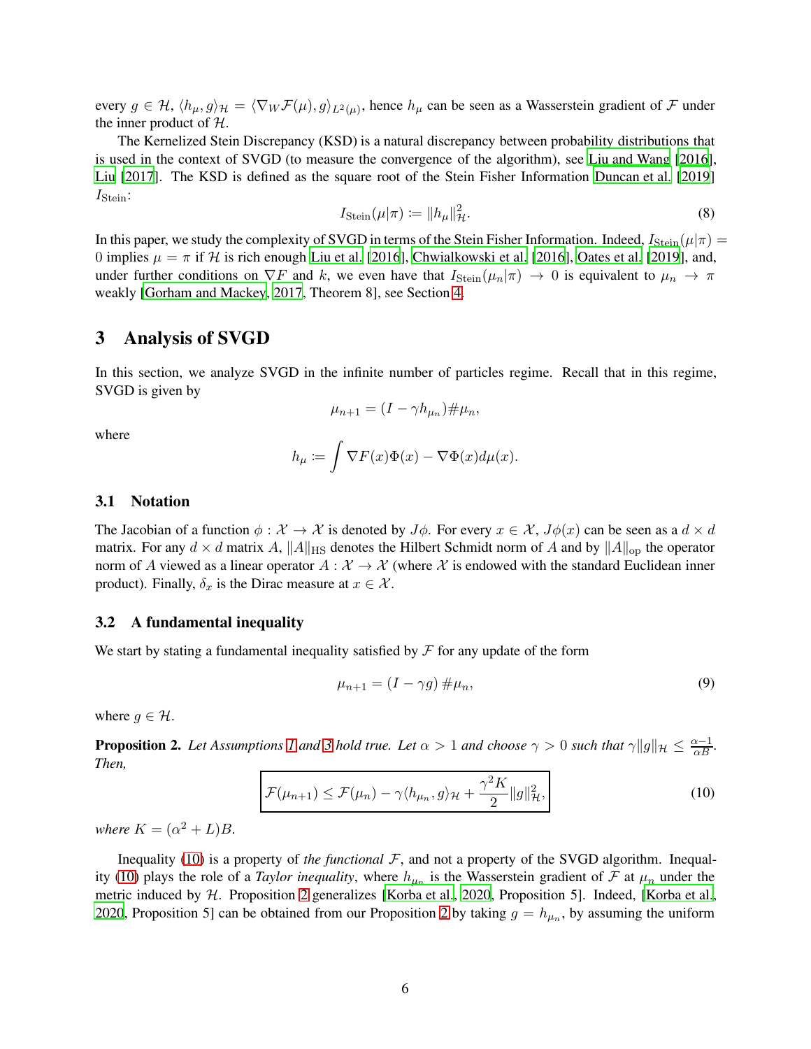every $g \in \mathcal{H}$, $\langle h_\mu, g \rangle_{\mathcal{H}} = \langle \nabla_W \mathcal{F}(\mu), g \rangle_{L^2(\mu)}$, hence $h_\mu$ can be seen as a Wasserstein gradient of $\mathcal{F}$ under the inner product of $\mathcal{H}$.

The Kernelized Stein Discrepancy (KSD) is a natural discrepancy between probability distributions that is used in the context of SVGD (to measure the convergence of the algorithm), see Liu and Wang [2016], Liu [2017]. The KSD is defined as the square root of the Stein Fisher Information Duncan et al. [2019] $I_{\text{Stein}}$:

$$I_{\text{Stein}}(\mu|\pi) \coloneqq \|h_\mu\|^2_{\mathcal{H}}. \tag{8}$$

In this paper, we study the complexity of SVGD in terms of the Stein Fisher Information. Indeed, $I_{\text{Stein}}(\mu|\pi) = 0$ implies $\mu = \pi$ if $\mathcal{H}$ is rich enough Liu et al. [2016], Chwialkowski et al. [2016], Oates et al. [2019], and, under further conditions on $\nabla F$ and $k$, we even have that $I_{\text{Stein}}(\mu_n|\pi) \to 0$ is equivalent to $\mu_n \to \pi$ weakly [Gorham and Mackey, 2017, Theorem 8], see Section 4.

## 3 Analysis of SVGD

In this section, we analyze SVGD in the infinite number of particles regime. Recall that in this regime, SVGD is given by

$$\mu_{n+1} = (I - \gamma h_{\mu_n}) \# \mu_n,$$

where

$$h_\mu \coloneqq \int \nabla F(x)\Phi(x) - \nabla \Phi(x) d\mu(x).$$

### 3.1 Notation

The Jacobian of a function $\phi : \mathcal{X} \to \mathcal{X}$ is denoted by $J\phi$. For every $x \in \mathcal{X}$, $J\phi(x)$ can be seen as a $d \times d$ matrix. For any $d \times d$ matrix $A$, $\|A\|_{\text{HS}}$ denotes the Hilbert Schmidt norm of $A$ and by $\|A\|_{\text{op}}$ the operator norm of $A$ viewed as a linear operator $A : \mathcal{X} \to \mathcal{X}$ (where $\mathcal{X}$ is endowed with the standard Euclidean inner product). Finally, $\delta_x$ is the Dirac measure at $x \in \mathcal{X}$.

### 3.2 A fundamental inequality

We start by stating a fundamental inequality satisfied by $\mathcal{F}$ for any update of the form

$$\mu_{n+1} = (I - \gamma g) \# \mu_n, \tag{9}$$

where $g \in \mathcal{H}$.

**Proposition 2.** *Let Assumptions 1 and 3 hold true. Let $\alpha > 1$ and choose $\gamma > 0$ such that $\gamma \|g\|_{\mathcal{H}} \leq \frac{\alpha - 1}{\alpha B}$. Then,*

$$\boxed{\mathcal{F}(\mu_{n+1}) \leq \mathcal{F}(\mu_n) - \gamma \langle h_{\mu_n}, g \rangle_{\mathcal{H}} + \frac{\gamma^2 K}{2} \|g\|^2_{\mathcal{H}},} \tag{10}$$

*where $K = (\alpha^2 + L)B$.*

Inequality (10) is a property of *the functional* $\mathcal{F}$, and not a property of the SVGD algorithm. Inequality (10) plays the role of a *Taylor inequality*, where $h_{\mu_n}$ is the Wasserstein gradient of $\mathcal{F}$ at $\mu_n$ under the metric induced by $\mathcal{H}$. Proposition 2 generalizes [Korba et al., 2020, Proposition 5]. Indeed, [Korba et al., 2020, Proposition 5] can be obtained from our Proposition 2 by taking $g = h_{\mu_n}$, by assuming the uniform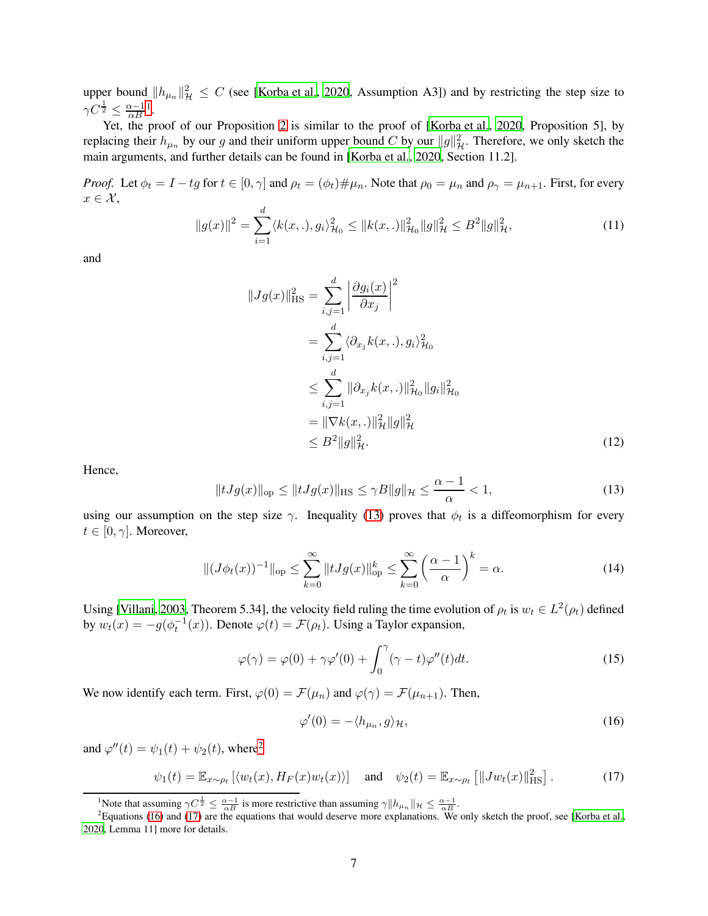upper bound $\|h_{\mu_n}\|^2_{\mathcal{H}} \leq C$ (see [Korba et al., 2020, Assumption A3]) and by restricting the step size to $\gamma C^{\frac{1}{2}} \leq \frac{\alpha-1}{\alpha B}$[1].

Yet, the proof of our Proposition 2 is similar to the proof of [Korba et al., 2020, Proposition 5], by replacing their $h_{\mu_n}$ by our $g$ and their uniform upper bound $C$ by our $\|g\|^2_{\mathcal{H}}$. Therefore, we only sketch the main arguments, and further details can be found in [Korba et al., 2020, Section 11.2].

*Proof.* Let $\phi_t = I - tg$ for $t \in [0, \gamma]$ and $\rho_t = (\phi_t)\#\mu_n$. Note that $\rho_0 = \mu_n$ and $\rho_\gamma = \mu_{n+1}$. First, for every $x \in \mathcal{X}$,

$$\|g(x)\|^2 = \sum_{i=1}^{d} \langle k(x, .), g_i \rangle^2_{\mathcal{H}_0} \leq \|k(x, .)\|^2_{\mathcal{H}_0} \|g\|^2_{\mathcal{H}} \leq B^2 \|g\|^2_{\mathcal{H}}, \tag{11}$$

and

$$\begin{aligned}
\|Jg(x)\|^2_{\text{HS}} &= \sum_{i,j=1}^{d} \left| \frac{\partial g_i(x)}{\partial x_j} \right|^2 \\
&= \sum_{i,j=1}^{d} \langle \partial_{x_j} k(x, .), g_i \rangle^2_{\mathcal{H}_0} \\
&\leq \sum_{i,j=1}^{d} \|\partial_{x_j} k(x, .)\|^2_{\mathcal{H}_0} \|g_i\|^2_{\mathcal{H}_0} \\
&= \|\nabla k(x, .)\|^2_{\mathcal{H}} \|g\|^2_{\mathcal{H}} \\
&\leq B^2 \|g\|^2_{\mathcal{H}}.
\end{aligned} \tag{12}$$

Hence,

$$\|tJg(x)\|_{\text{op}} \leq \|tJg(x)\|_{\text{HS}} \leq \gamma B \|g\|_{\mathcal{H}} \leq \frac{\alpha - 1}{\alpha} < 1, \tag{13}$$

using our assumption on the step size $\gamma$. Inequality (13) proves that $\phi_t$ is a diffeomorphism for every $t \in [0, \gamma]$. Moreover,

$$\|(J\phi_t(x))^{-1}\|_{\text{op}} \leq \sum_{k=0}^{\infty} \|tJg(x)\|^k_{\text{op}} \leq \sum_{k=0}^{\infty} \left( \frac{\alpha - 1}{\alpha} \right)^k = \alpha. \tag{14}$$

Using [Villani, 2003, Theorem 5.34], the velocity field ruling the time evolution of $\rho_t$ is $w_t \in L^2(\rho_t)$ defined by $w_t(x) = -g(\phi_t^{-1}(x))$. Denote $\varphi(t) = \mathcal{F}(\rho_t)$. Using a Taylor expansion,

$$\varphi(\gamma) = \varphi(0) + \gamma \varphi'(0) + \int_0^\gamma (\gamma - t)\varphi''(t)dt. \tag{15}$$

We now identify each term. First, $\varphi(0) = \mathcal{F}(\mu_n)$ and $\varphi(\gamma) = \mathcal{F}(\mu_{n+1})$. Then,

$$\varphi'(0) = -\langle h_{\mu_n}, g \rangle_{\mathcal{H}}, \tag{16}$$

and $\varphi''(t) = \psi_1(t) + \psi_2(t)$, where[2]

$$\psi_1(t) = \mathbb{E}_{x \sim \rho_t} \left[ \langle w_t(x), H_F(x) w_t(x) \rangle \right] \quad \text{and} \quad \psi_2(t) = \mathbb{E}_{x \sim \rho_t} \left[ \|Jw_t(x)\|^2_{\text{HS}} \right]. \tag{17}$$

[1] Note that assuming $\gamma C^{\frac{1}{2}} \leq \frac{\alpha-1}{\alpha B}$ is more restrictive than assuming $\gamma \|h_{\mu_n}\|_{\mathcal{H}} \leq \frac{\alpha-1}{\alpha B}$.

[2] Equations (16) and (17) are the equations that would deserve more explanations. We only sketch the proof, see [Korba et al., 2020, Lemma 11] more for details.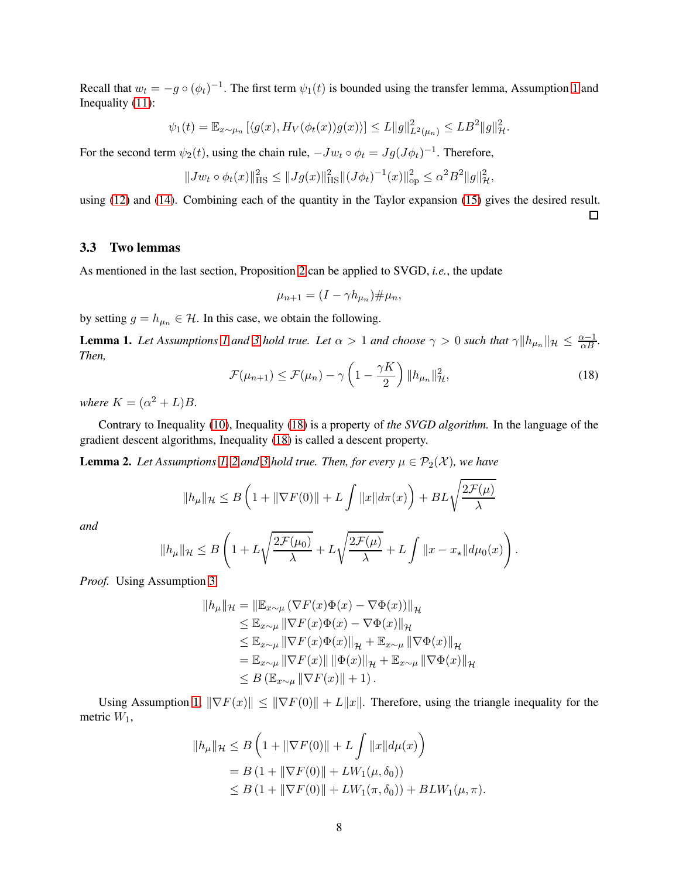Recall that $w_t = -g \circ (\phi_t)^{-1}$. The first term $\psi_1(t)$ is bounded using the transfer lemma, Assumption 1 and Inequality (11):

$$\psi_1(t) = \mathbb{E}_{x \sim \mu_n} \left[ \langle g(x), H_V(\phi_t(x)) g(x) \rangle \right] \leq L \|g\|^2_{L^2(\mu_n)} \leq LB^2 \|g\|^2_{\mathcal{H}}.$$

For the second term $\psi_2(t)$, using the chain rule, $-Jw_t \circ \phi_t = Jg(J\phi_t)^{-1}$. Therefore,

$$\|Jw_t \circ \phi_t(x)\|^2_{\text{HS}} \leq \|Jg(x)\|^2_{\text{HS}} \|(J\phi_t)^{-1}(x)\|^2_{\text{op}} \leq \alpha^2 B^2 \|g\|^2_{\mathcal{H}},$$

using (12) and (14). Combining each of the quantity in the Taylor expansion (15) gives the desired result. $\square$

### 3.3 Two lemmas

As mentioned in the last section, Proposition 2 can be applied to SVGD, *i.e.*, the update

$$\mu_{n+1} = (I - \gamma h_{\mu_n}) \# \mu_n,$$

by setting $g = h_{\mu_n} \in \mathcal{H}$. In this case, we obtain the following.

**Lemma 1.** *Let Assumptions 1 and 3 hold true. Let $\alpha > 1$ and choose $\gamma > 0$ such that $\gamma \|h_{\mu_n}\|_{\mathcal{H}} \leq \frac{\alpha - 1}{\alpha B}$. Then,*

$$\mathcal{F}(\mu_{n+1}) \leq \mathcal{F}(\mu_n) - \gamma \left(1 - \frac{\gamma K}{2}\right) \|h_{\mu_n}\|^2_{\mathcal{H}}, \tag{18}$$

*where $K = (\alpha^2 + L)B$.*

Contrary to Inequality (10), Inequality (18) is a property of *the SVGD algorithm.* In the language of the gradient descent algorithms, Inequality (18) is called a descent property.

**Lemma 2.** *Let Assumptions 1, 2 and 3 hold true. Then, for every $\mu \in \mathcal{P}_2(\mathcal{X})$, we have*

$$\|h_\mu\|_{\mathcal{H}} \leq B \left(1 + \|\nabla F(0)\| + L \int \|x\| d\pi(x)\right) + BL \sqrt{\frac{2\mathcal{F}(\mu)}{\lambda}}$$

*and*

$$\|h_\mu\|_{\mathcal{H}} \leq B \left(1 + L\sqrt{\frac{2\mathcal{F}(\mu_0)}{\lambda}} + L\sqrt{\frac{2\mathcal{F}(\mu)}{\lambda}} + L \int \|x - x_\star\| d\mu_0(x)\right).$$

*Proof.* Using Assumption 3

$$\begin{aligned}
\|h_\mu\|_{\mathcal{H}} &= \|\mathbb{E}_{x \sim \mu} \left(\nabla F(x) \Phi(x) - \nabla \Phi(x)\right)\|_{\mathcal{H}} \\
&\leq \mathbb{E}_{x \sim \mu} \|\nabla F(x) \Phi(x) - \nabla \Phi(x)\|_{\mathcal{H}} \\
&\leq \mathbb{E}_{x \sim \mu} \|\nabla F(x) \Phi(x)\|_{\mathcal{H}} + \mathbb{E}_{x \sim \mu} \|\nabla \Phi(x)\|_{\mathcal{H}} \\
&= \mathbb{E}_{x \sim \mu} \|\nabla F(x)\| \|\Phi(x)\|_{\mathcal{H}} + \mathbb{E}_{x \sim \mu} \|\nabla \Phi(x)\|_{\mathcal{H}} \\
&\leq B \left(\mathbb{E}_{x \sim \mu} \|\nabla F(x)\| + 1\right).
\end{aligned}$$

Using Assumption 1, $\|\nabla F(x)\| \leq \|\nabla F(0)\| + L\|x\|$. Therefore, using the triangle inequality for the metric $W_1$,

$$\begin{aligned}
\|h_\mu\|_{\mathcal{H}} &\leq B \left(1 + \|\nabla F(0)\| + L \int \|x\| d\mu(x)\right) \\
&= B \left(1 + \|\nabla F(0)\| + L W_1(\mu, \delta_0)\right) \\
&\leq B \left(1 + \|\nabla F(0)\| + L W_1(\pi, \delta_0)\right) + BL W_1(\mu, \pi).
\end{aligned}$$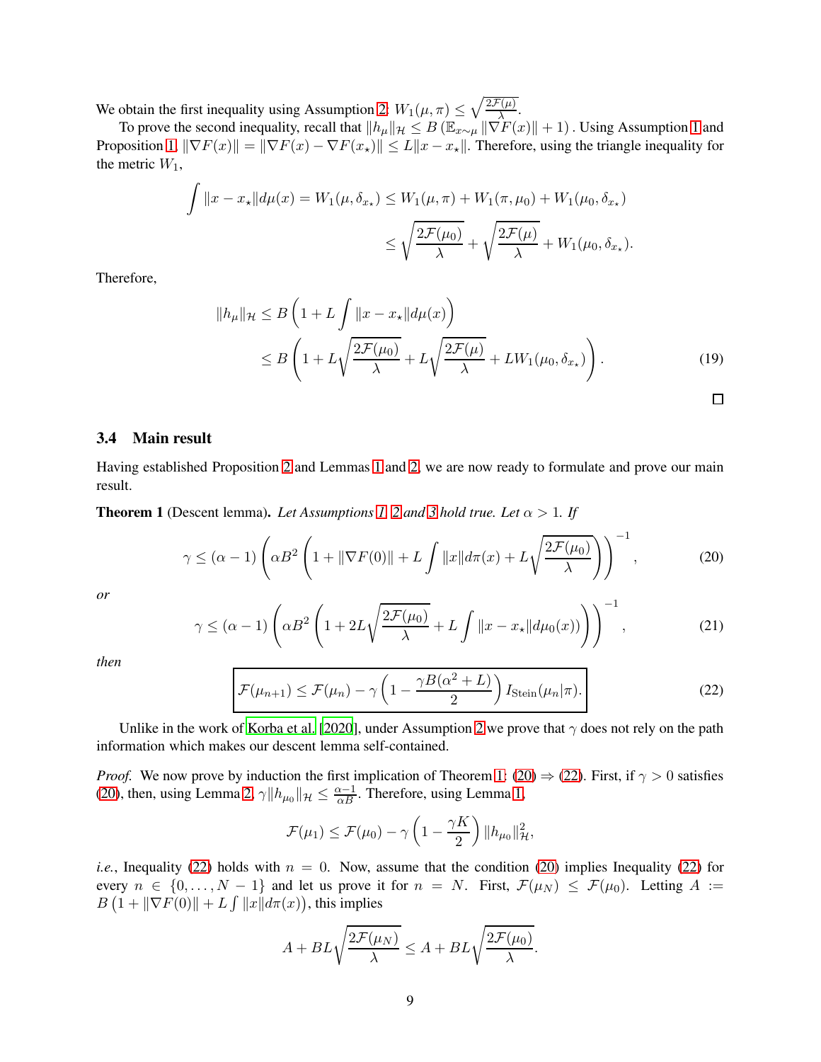We obtain the first inequality using Assumption 2: $W_1(\mu, \pi) \leq \sqrt{\frac{2\mathcal{F}(\mu)}{\lambda}}$.

To prove the second inequality, recall that $\|h_\mu\|_{\mathcal{H}} \leq B\left(\mathbb{E}_{x\sim\mu}\|\nabla F(x)\| + 1\right)$. Using Assumption 1 and Proposition 1, $\|\nabla F(x)\| = \|\nabla F(x) - \nabla F(x_\star)\| \leq L\|x - x_\star\|$. Therefore, using the triangle inequality for the metric $W_1$,

$$
\begin{aligned}
\int \|x - x_\star\| d\mu(x) = W_1(\mu, \delta_{x_\star}) &\leq W_1(\mu, \pi) + W_1(\pi, \mu_0) + W_1(\mu_0, \delta_{x_\star}) \\
&\leq \sqrt{\frac{2\mathcal{F}(\mu_0)}{\lambda}} + \sqrt{\frac{2\mathcal{F}(\mu)}{\lambda}} + W_1(\mu_0, \delta_{x_\star}).
\end{aligned}
$$

Therefore,

$$
\begin{aligned}
\|h_\mu\|_{\mathcal{H}} &\leq B\left(1 + L\int \|x - x_\star\| d\mu(x)\right) \\
&\leq B\left(1 + L\sqrt{\frac{2\mathcal{F}(\mu_0)}{\lambda}} + L\sqrt{\frac{2\mathcal{F}(\mu)}{\lambda}} + LW_1(\mu_0, \delta_{x_\star})\right). \qquad (19)
\end{aligned}
$$

□

### 3.4 Main result

Having established Proposition 2 and Lemmas 1 and 2, we are now ready to formulate and prove our main result.

**Theorem 1** (Descent lemma). *Let Assumptions 1, 2 and 3 hold true. Let $\alpha > 1$. If*

$$
\gamma \leq (\alpha - 1)\left(\alpha B^2\left(1 + \|\nabla F(0)\| + L\int \|x\| d\pi(x) + L\sqrt{\frac{2\mathcal{F}(\mu_0)}{\lambda}}\right)\right)^{-1}, \qquad (20)
$$

*or*

$$
\gamma \leq (\alpha - 1)\left(\alpha B^2\left(1 + 2L\sqrt{\frac{2\mathcal{F}(\mu_0)}{\lambda}} + L\int \|x - x_\star\| d\mu_0(x)\right)\right)^{-1}, \qquad (21)
$$

*then*

$$
\boxed{\mathcal{F}(\mu_{n+1}) \leq \mathcal{F}(\mu_n) - \gamma\left(1 - \frac{\gamma B(\alpha^2 + L)}{2}\right) I_{\text{Stein}}(\mu_n|\pi).} \qquad (22)
$$

Unlike in the work of Korba et al. [2020], under Assumption 2 we prove that $\gamma$ does not rely on the path information which makes our descent lemma self-contained.

*Proof.* We now prove by induction the first implication of Theorem 1: (20) ⇒ (22). First, if $\gamma > 0$ satisfies (20), then, using Lemma 2, $\gamma\|h_{\mu_0}\|_{\mathcal{H}} \leq \frac{\alpha - 1}{\alpha B}$. Therefore, using Lemma 1,

$$
\mathcal{F}(\mu_1) \leq \mathcal{F}(\mu_0) - \gamma\left(1 - \frac{\gamma K}{2}\right)\|h_{\mu_0}\|^2_{\mathcal{H}},
$$

*i.e.*, Inequality (22) holds with $n = 0$. Now, assume that the condition (20) implies Inequality (22) for every $n \in \{0, \ldots, N-1\}$ and let us prove it for $n = N$. First, $\mathcal{F}(\mu_N) \leq \mathcal{F}(\mu_0)$. Letting $A := B\left(1 + \|\nabla F(0)\| + L\int \|x\| d\pi(x)\right)$, this implies

$$
A + BL\sqrt{\frac{2\mathcal{F}(\mu_N)}{\lambda}} \leq A + BL\sqrt{\frac{2\mathcal{F}(\mu_0)}{\lambda}}.
$$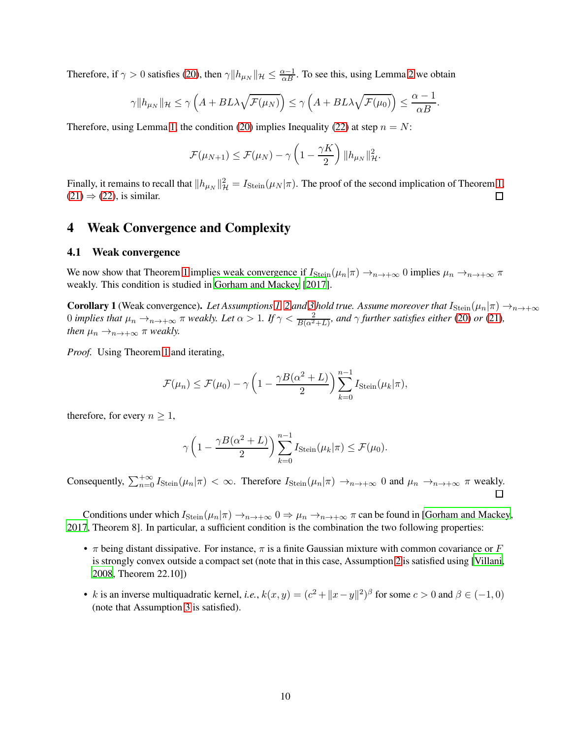Therefore, if $\gamma > 0$ satisfies (20), then $\gamma \|h_{\mu_N}\|_{\mathcal{H}} \leq \frac{\alpha-1}{\alpha B}$. To see this, using Lemma 2 we obtain

$$\gamma \|h_{\mu_N}\|_{\mathcal{H}} \leq \gamma \left(A + BL\lambda\sqrt{\mathcal{F}(\mu_N)}\right) \leq \gamma \left(A + BL\lambda\sqrt{\mathcal{F}(\mu_0)}\right) \leq \frac{\alpha - 1}{\alpha B}.$$

Therefore, using Lemma 1, the condition (20) implies Inequality (22) at step $n = N$:

$$\mathcal{F}(\mu_{N+1}) \leq \mathcal{F}(\mu_N) - \gamma \left(1 - \frac{\gamma K}{2}\right) \|h_{\mu_N}\|^2_{\mathcal{H}}.$$

Finally, it remains to recall that $\|h_{\mu_N}\|^2_{\mathcal{H}} = I_{\text{Stein}}(\mu_N|\pi)$. The proof of the second implication of Theorem 1, (21) $\Rightarrow$ (22), is similar. □

# 4 Weak Convergence and Complexity

## 4.1 Weak convergence

We now show that Theorem 1 implies weak convergence if $I_{\text{Stein}}(\mu_n|\pi) \to_{n\to+\infty} 0$ implies $\mu_n \to_{n\to+\infty} \pi$ weakly. This condition is studied in Gorham and Mackey [2017].

**Corollary 1** (Weak convergence). *Let Assumptions 1, 2 and 3 hold true. Assume moreover that $I_{\text{Stein}}(\mu_n|\pi) \to_{n\to+\infty} 0$ implies that $\mu_n \to_{n\to+\infty} \pi$ weakly. Let $\alpha > 1$. If $\gamma < \frac{2}{B(\alpha^2+L)}$, and $\gamma$ further satisfies either (20) or (21), then $\mu_n \to_{n\to+\infty} \pi$ weakly.*

*Proof.* Using Theorem 1 and iterating,

$$\mathcal{F}(\mu_n) \leq \mathcal{F}(\mu_0) - \gamma \left(1 - \frac{\gamma B(\alpha^2 + L)}{2}\right) \sum_{k=0}^{n-1} I_{\text{Stein}}(\mu_k|\pi),$$

therefore, for every $n \geq 1$,

$$\gamma \left(1 - \frac{\gamma B(\alpha^2 + L)}{2}\right) \sum_{k=0}^{n-1} I_{\text{Stein}}(\mu_k|\pi) \leq \mathcal{F}(\mu_0).$$

Consequently, $\sum_{n=0}^{+\infty} I_{\text{Stein}}(\mu_n|\pi) < \infty$. Therefore $I_{\text{Stein}}(\mu_n|\pi) \to_{n\to+\infty} 0$ and $\mu_n \to_{n\to+\infty} \pi$ weakly. □

Conditions under which $I_{\text{Stein}}(\mu_n|\pi) \to_{n\to+\infty} 0 \Rightarrow \mu_n \to_{n\to+\infty} \pi$ can be found in [Gorham and Mackey, 2017, Theorem 8]. In particular, a sufficient condition is the combination the two following properties:

- $\pi$ being distant dissipative. For instance, $\pi$ is a finite Gaussian mixture with common covariance or $F$ is strongly convex outside a compact set (note that in this case, Assumption 2 is satisfied using [Villani, 2008, Theorem 22.10])
- $k$ is an inverse multiquadratic kernel, *i.e.*, $k(x, y) = (c^2 + \|x - y\|^2)^\beta$ for some $c > 0$ and $\beta \in (-1, 0)$ (note that Assumption 3 is satisfied).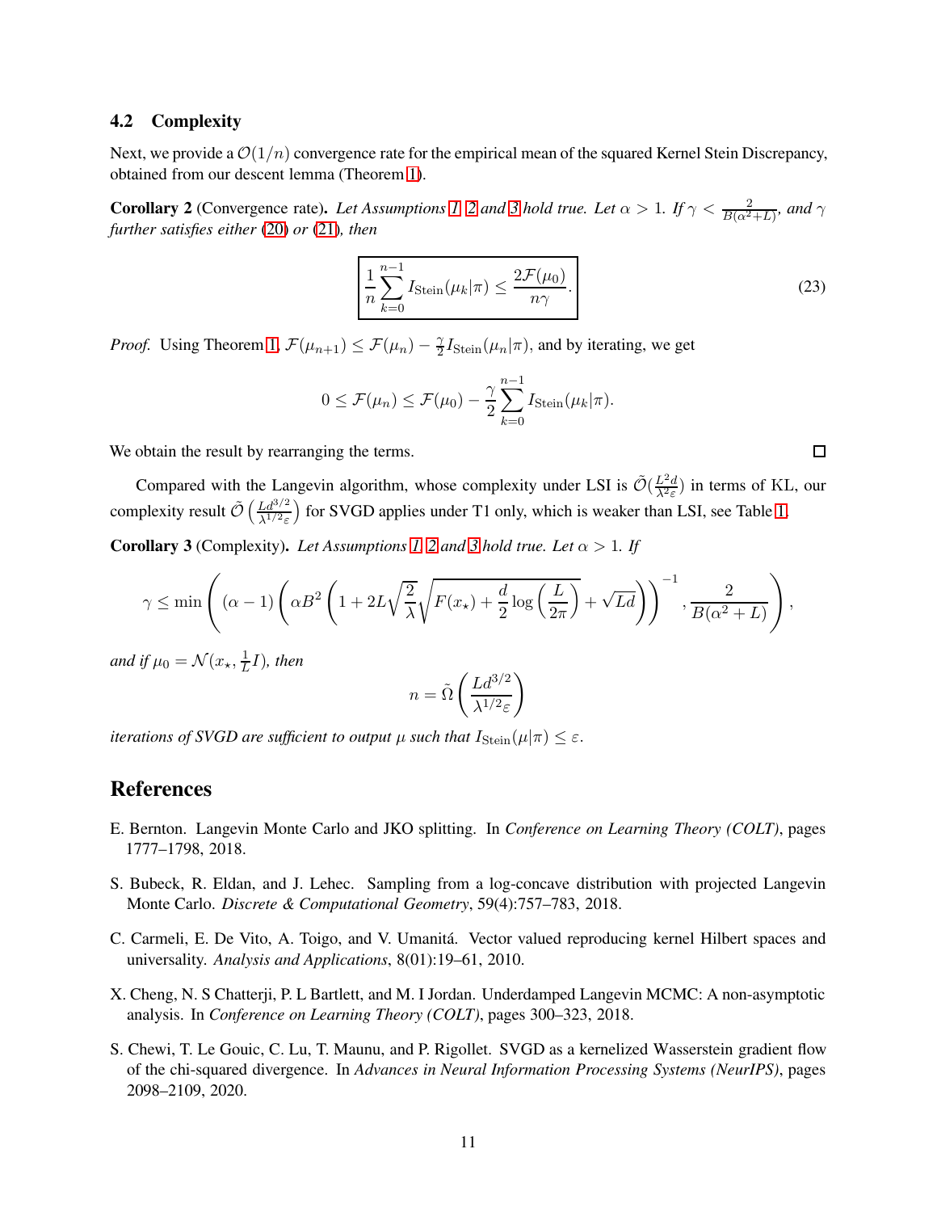### 4.2 Complexity

Next, we provide a $\mathcal{O}(1/n)$ convergence rate for the empirical mean of the squared Kernel Stein Discrepancy, obtained from our descent lemma (Theorem 1).

**Corollary 2** (Convergence rate)**.** *Let Assumptions 1, 2 and 3 hold true. Let $\alpha > 1$. If $\gamma < \frac{2}{B(\alpha^2+L)}$, and $\gamma$ further satisfies either (20) or (21), then*

$$\boxed{\frac{1}{n}\sum_{k=0}^{n-1} I_{\mathrm{Stein}}(\mu_k|\pi) \leq \frac{2\mathcal{F}(\mu_0)}{n\gamma}.} \tag{23}$$

*Proof.* Using Theorem 1, $\mathcal{F}(\mu_{n+1}) \leq \mathcal{F}(\mu_n) - \frac{\gamma}{2} I_{\mathrm{Stein}}(\mu_n|\pi)$, and by iterating, we get

$$0 \leq \mathcal{F}(\mu_n) \leq \mathcal{F}(\mu_0) - \frac{\gamma}{2}\sum_{k=0}^{n-1} I_{\mathrm{Stein}}(\mu_k|\pi).$$

We obtain the result by rearranging the terms. □

Compared with the Langevin algorithm, whose complexity under LSI is $\tilde{\mathcal{O}}(\frac{L^2 d}{\lambda^2 \varepsilon})$ in terms of KL, our complexity result $\tilde{\mathcal{O}}\left(\frac{L d^{3/2}}{\lambda^{1/2}\varepsilon}\right)$ for SVGD applies under T1 only, which is weaker than LSI, see Table 1.

**Corollary 3** (Complexity)**.** *Let Assumptions 1, 2 and 3 hold true. Let $\alpha > 1$. If*

$$\gamma \leq \min\left( (\alpha-1)\left(\alpha B^2\left(1 + 2L\sqrt{\frac{2}{\lambda}}\sqrt{F(x_\star) + \frac{d}{2}\log\left(\frac{L}{2\pi}\right)} + \sqrt{Ld}\right)\right)^{-1}, \frac{2}{B(\alpha^2+L)}\right),$$

*and if $\mu_0 = \mathcal{N}(x_\star, \frac{1}{L}I)$, then*

$$n = \tilde{\Omega}\left(\frac{L d^{3/2}}{\lambda^{1/2}\varepsilon}\right)$$

*iterations of SVGD are sufficient to output $\mu$ such that $I_{\mathrm{Stein}}(\mu|\pi) \leq \varepsilon$.*

## References

E. Bernton. Langevin Monte Carlo and JKO splitting. In *Conference on Learning Theory (COLT)*, pages 1777–1798, 2018.

S. Bubeck, R. Eldan, and J. Lehec. Sampling from a log-concave distribution with projected Langevin Monte Carlo. *Discrete & Computational Geometry*, 59(4):757–783, 2018.

C. Carmeli, E. De Vito, A. Toigo, and V. Umanitá. Vector valued reproducing kernel Hilbert spaces and universality. *Analysis and Applications*, 8(01):19–61, 2010.

X. Cheng, N. S Chatterji, P. L Bartlett, and M. I Jordan. Underdamped Langevin MCMC: A non-asymptotic analysis. In *Conference on Learning Theory (COLT)*, pages 300–323, 2018.

S. Chewi, T. Le Gouic, C. Lu, T. Maunu, and P. Rigollet. SVGD as a kernelized Wasserstein gradient flow of the chi-squared divergence. In *Advances in Neural Information Processing Systems (NeurIPS)*, pages 2098–2109, 2020.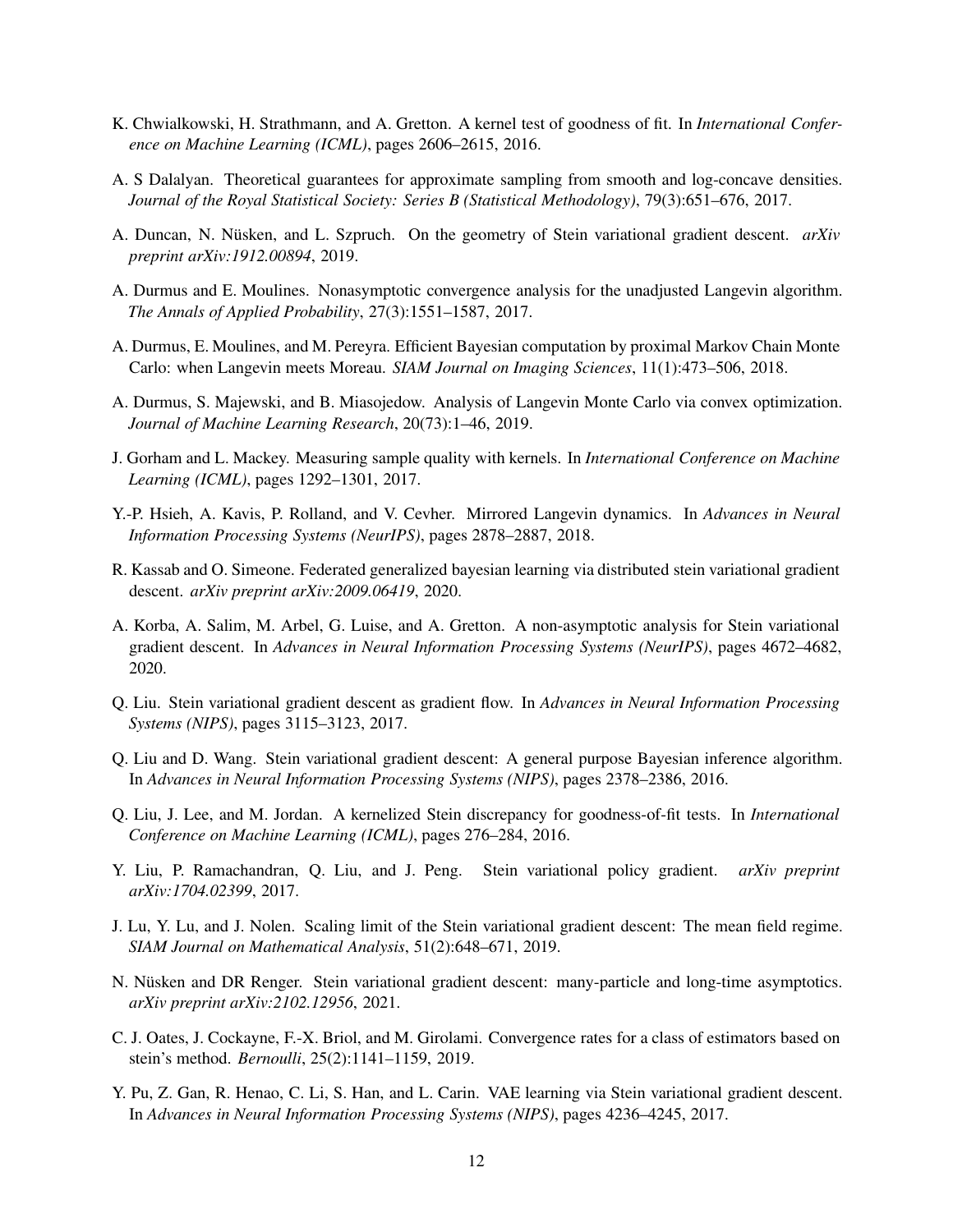K. Chwialkowski, H. Strathmann, and A. Gretton. A kernel test of goodness of fit. In *International Conference on Machine Learning (ICML)*, pages 2606–2615, 2016.

A. S Dalalyan. Theoretical guarantees for approximate sampling from smooth and log-concave densities. *Journal of the Royal Statistical Society: Series B (Statistical Methodology)*, 79(3):651–676, 2017.

A. Duncan, N. Nüsken, and L. Szpruch. On the geometry of Stein variational gradient descent. *arXiv preprint arXiv:1912.00894*, 2019.

A. Durmus and E. Moulines. Nonasymptotic convergence analysis for the unadjusted Langevin algorithm. *The Annals of Applied Probability*, 27(3):1551–1587, 2017.

A. Durmus, E. Moulines, and M. Pereyra. Efficient Bayesian computation by proximal Markov Chain Monte Carlo: when Langevin meets Moreau. *SIAM Journal on Imaging Sciences*, 11(1):473–506, 2018.

A. Durmus, S. Majewski, and B. Miasojedow. Analysis of Langevin Monte Carlo via convex optimization. *Journal of Machine Learning Research*, 20(73):1–46, 2019.

J. Gorham and L. Mackey. Measuring sample quality with kernels. In *International Conference on Machine Learning (ICML)*, pages 1292–1301, 2017.

Y.-P. Hsieh, A. Kavis, P. Rolland, and V. Cevher. Mirrored Langevin dynamics. In *Advances in Neural Information Processing Systems (NeurIPS)*, pages 2878–2887, 2018.

R. Kassab and O. Simeone. Federated generalized bayesian learning via distributed stein variational gradient descent. *arXiv preprint arXiv:2009.06419*, 2020.

A. Korba, A. Salim, M. Arbel, G. Luise, and A. Gretton. A non-asymptotic analysis for Stein variational gradient descent. In *Advances in Neural Information Processing Systems (NeurIPS)*, pages 4672–4682, 2020.

Q. Liu. Stein variational gradient descent as gradient flow. In *Advances in Neural Information Processing Systems (NIPS)*, pages 3115–3123, 2017.

Q. Liu and D. Wang. Stein variational gradient descent: A general purpose Bayesian inference algorithm. In *Advances in Neural Information Processing Systems (NIPS)*, pages 2378–2386, 2016.

Q. Liu, J. Lee, and M. Jordan. A kernelized Stein discrepancy for goodness-of-fit tests. In *International Conference on Machine Learning (ICML)*, pages 276–284, 2016.

Y. Liu, P. Ramachandran, Q. Liu, and J. Peng. Stein variational policy gradient. *arXiv preprint arXiv:1704.02399*, 2017.

J. Lu, Y. Lu, and J. Nolen. Scaling limit of the Stein variational gradient descent: The mean field regime. *SIAM Journal on Mathematical Analysis*, 51(2):648–671, 2019.

N. Nüsken and DR Renger. Stein variational gradient descent: many-particle and long-time asymptotics. *arXiv preprint arXiv:2102.12956*, 2021.

C. J. Oates, J. Cockayne, F.-X. Briol, and M. Girolami. Convergence rates for a class of estimators based on stein's method. *Bernoulli*, 25(2):1141–1159, 2019.

Y. Pu, Z. Gan, R. Henao, C. Li, S. Han, and L. Carin. VAE learning via Stein variational gradient descent. In *Advances in Neural Information Processing Systems (NIPS)*, pages 4236–4245, 2017.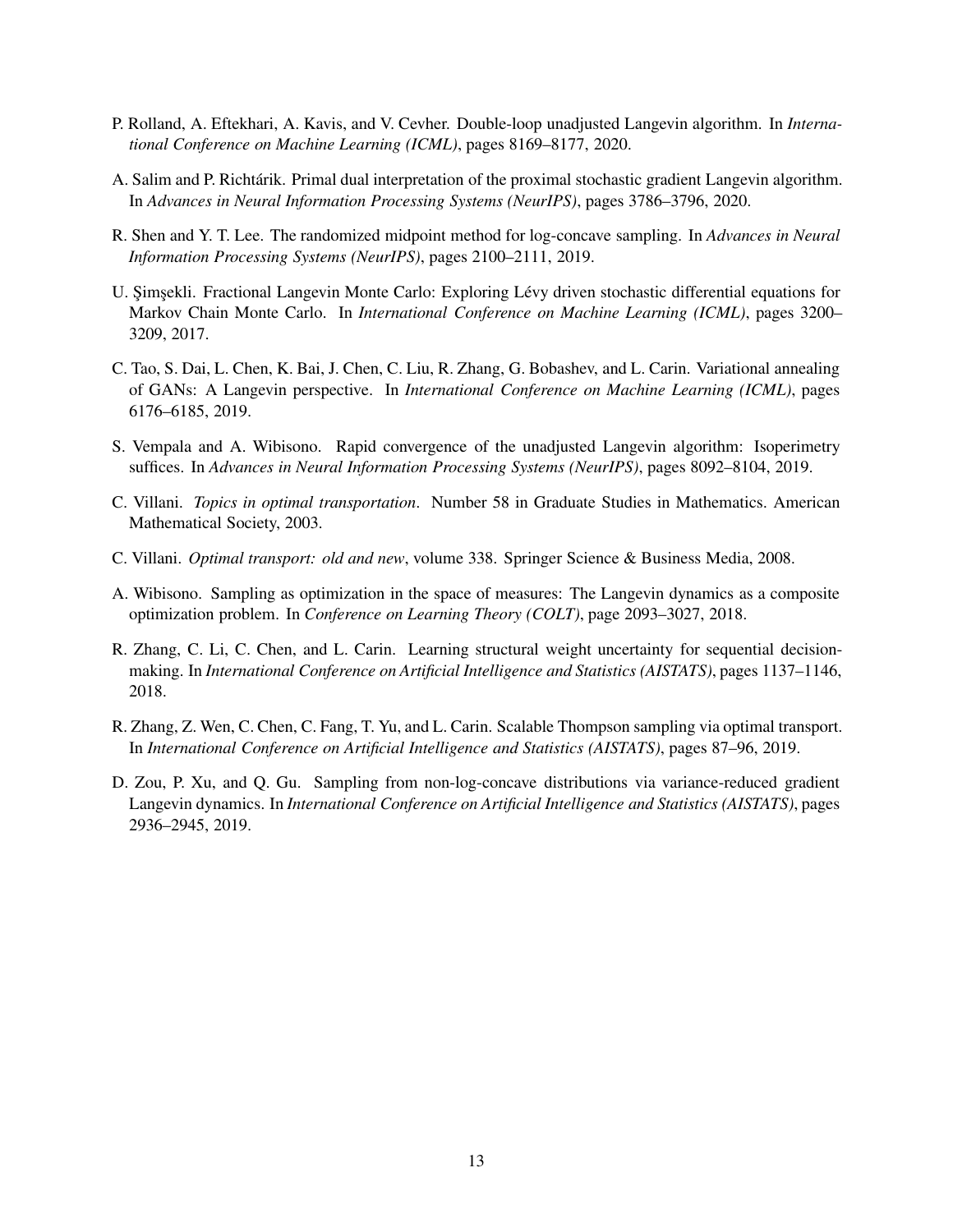P. Rolland, A. Eftekhari, A. Kavis, and V. Cevher. Double-loop unadjusted Langevin algorithm. In *International Conference on Machine Learning (ICML)*, pages 8169–8177, 2020.

A. Salim and P. Richtárik. Primal dual interpretation of the proximal stochastic gradient Langevin algorithm. In *Advances in Neural Information Processing Systems (NeurIPS)*, pages 3786–3796, 2020.

R. Shen and Y. T. Lee. The randomized midpoint method for log-concave sampling. In *Advances in Neural Information Processing Systems (NeurIPS)*, pages 2100–2111, 2019.

U. Şimşekli. Fractional Langevin Monte Carlo: Exploring Lévy driven stochastic differential equations for Markov Chain Monte Carlo. In *International Conference on Machine Learning (ICML)*, pages 3200–3209, 2017.

C. Tao, S. Dai, L. Chen, K. Bai, J. Chen, C. Liu, R. Zhang, G. Bobashev, and L. Carin. Variational annealing of GANs: A Langevin perspective. In *International Conference on Machine Learning (ICML)*, pages 6176–6185, 2019.

S. Vempala and A. Wibisono. Rapid convergence of the unadjusted Langevin algorithm: Isoperimetry suffices. In *Advances in Neural Information Processing Systems (NeurIPS)*, pages 8092–8104, 2019.

C. Villani. *Topics in optimal transportation*. Number 58 in Graduate Studies in Mathematics. American Mathematical Society, 2003.

C. Villani. *Optimal transport: old and new*, volume 338. Springer Science & Business Media, 2008.

A. Wibisono. Sampling as optimization in the space of measures: The Langevin dynamics as a composite optimization problem. In *Conference on Learning Theory (COLT)*, page 2093–3027, 2018.

R. Zhang, C. Li, C. Chen, and L. Carin. Learning structural weight uncertainty for sequential decision-making. In *International Conference on Artificial Intelligence and Statistics (AISTATS)*, pages 1137–1146, 2018.

R. Zhang, Z. Wen, C. Chen, C. Fang, T. Yu, and L. Carin. Scalable Thompson sampling via optimal transport. In *International Conference on Artificial Intelligence and Statistics (AISTATS)*, pages 87–96, 2019.

D. Zou, P. Xu, and Q. Gu. Sampling from non-log-concave distributions via variance-reduced gradient Langevin dynamics. In *International Conference on Artificial Intelligence and Statistics (AISTATS)*, pages 2936–2945, 2019.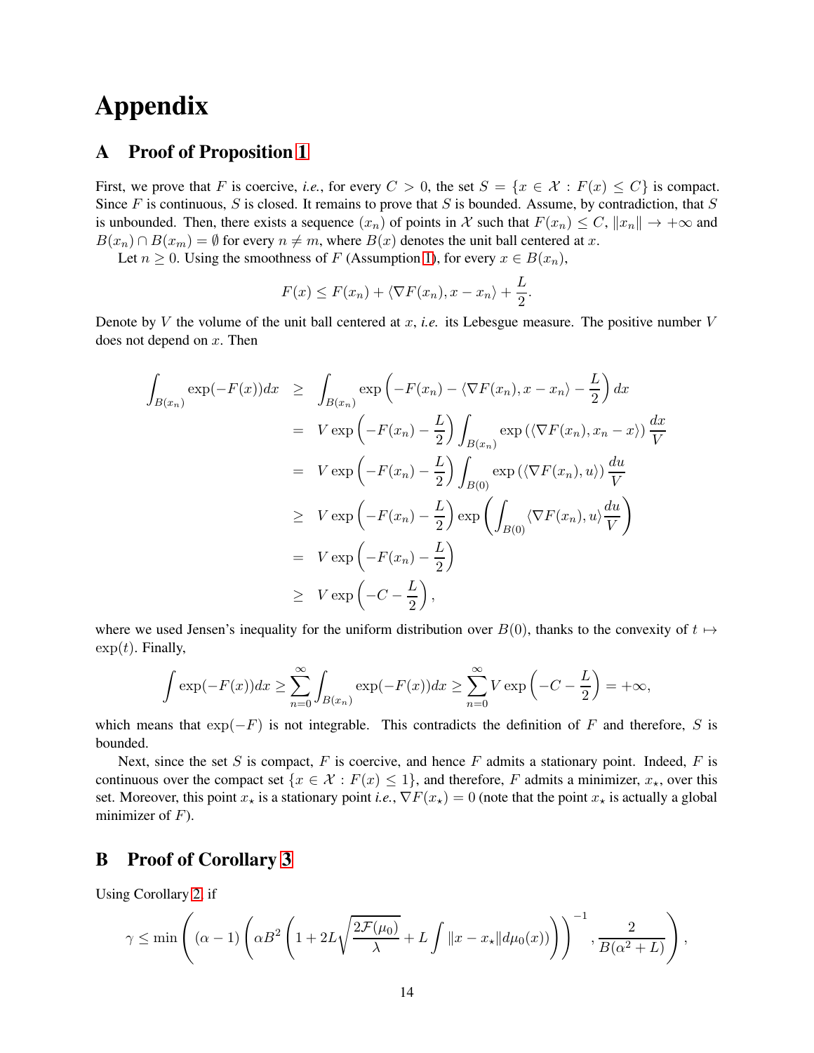# Appendix

## A Proof of Proposition 1

First, we prove that $F$ is coercive, *i.e.*, for every $C > 0$, the set $S = \{x \in \mathcal{X} : F(x) \leq C\}$ is compact. Since $F$ is continuous, $S$ is closed. It remains to prove that $S$ is bounded. Assume, by contradiction, that $S$ is unbounded. Then, there exists a sequence $(x_n)$ of points in $\mathcal{X}$ such that $F(x_n) \leq C$, $\|x_n\| \to +\infty$ and $B(x_n) \cap B(x_m) = \emptyset$ for every $n \neq m$, where $B(x)$ denotes the unit ball centered at $x$.

Let $n \geq 0$. Using the smoothness of $F$ (Assumption 1), for every $x \in B(x_n)$,

$$F(x) \leq F(x_n) + \langle \nabla F(x_n), x - x_n \rangle + \frac{L}{2}.$$

Denote by $V$ the volume of the unit ball centered at $x$, *i.e.* its Lebesgue measure. The positive number $V$ does not depend on $x$. Then

$$\begin{aligned}
\int_{B(x_n)} \exp(-F(x))dx &\geq \int_{B(x_n)} \exp\left(-F(x_n) - \langle \nabla F(x_n), x - x_n \rangle - \frac{L}{2}\right) dx \\
&= V \exp\left(-F(x_n) - \frac{L}{2}\right) \int_{B(x_n)} \exp\left(\langle \nabla F(x_n), x_n - x \rangle\right) \frac{dx}{V} \\
&= V \exp\left(-F(x_n) - \frac{L}{2}\right) \int_{B(0)} \exp\left(\langle \nabla F(x_n), u \rangle\right) \frac{du}{V} \\
&\geq V \exp\left(-F(x_n) - \frac{L}{2}\right) \exp\left(\int_{B(0)} \langle \nabla F(x_n), u \rangle \frac{du}{V}\right) \\
&= V \exp\left(-F(x_n) - \frac{L}{2}\right) \\
&\geq V \exp\left(-C - \frac{L}{2}\right),
\end{aligned}$$

where we used Jensen's inequality for the uniform distribution over $B(0)$, thanks to the convexity of $t \mapsto \exp(t)$. Finally,

$$\int \exp(-F(x))dx \geq \sum_{n=0}^{\infty} \int_{B(x_n)} \exp(-F(x))dx \geq \sum_{n=0}^{\infty} V \exp\left(-C - \frac{L}{2}\right) = +\infty,$$

which means that $\exp(-F)$ is not integrable. This contradicts the definition of $F$ and therefore, $S$ is bounded.

Next, since the set $S$ is compact, $F$ is coercive, and hence $F$ admits a stationary point. Indeed, $F$ is continuous over the compact set $\{x \in \mathcal{X} : F(x) \leq 1\}$, and therefore, $F$ admits a minimizer, $x_\star$, over this set. Moreover, this point $x_\star$ is a stationary point *i.e.*, $\nabla F(x_\star) = 0$ (note that the point $x_\star$ is actually a global minimizer of $F$).

## B Proof of Corollary 3

Using Corollary 2, if

$$\gamma \leq \min\left((\alpha - 1)\left(\alpha B^2\left(1 + 2L\sqrt{\frac{2\mathcal{F}(\mu_0)}{\lambda}} + L\int \|x - x_\star\| d\mu_0(x)\right)\right)^{-1}, \frac{2}{B(\alpha^2 + L)}\right),$$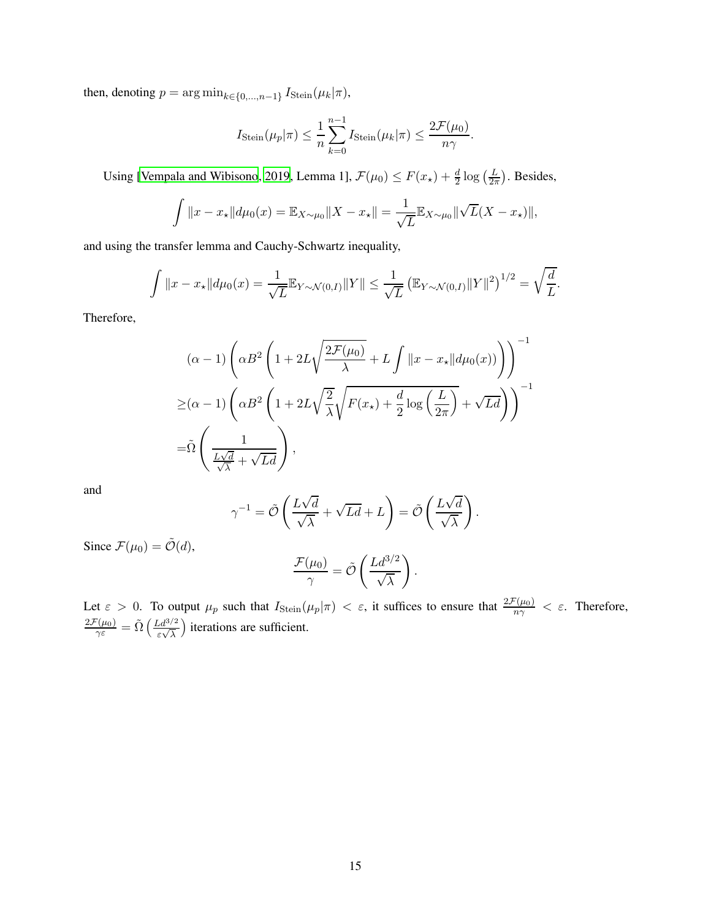then, denoting $p = \arg\min_{k \in \{0,\dots,n-1\}} I_{\text{Stein}}(\mu_k|\pi)$,

$$I_{\text{Stein}}(\mu_p|\pi) \leq \frac{1}{n}\sum_{k=0}^{n-1} I_{\text{Stein}}(\mu_k|\pi) \leq \frac{2\mathcal{F}(\mu_0)}{n\gamma}.$$

Using [Vempala and Wibisono, 2019, Lemma 1], $\mathcal{F}(\mu_0) \leq F(x_\star) + \frac{d}{2}\log\left(\frac{L}{2\pi}\right)$. Besides,

$$\int \|x - x_\star\| d\mu_0(x) = \mathbb{E}_{X\sim\mu_0}\|X - x_\star\| = \frac{1}{\sqrt{L}}\mathbb{E}_{X\sim\mu_0}\|\sqrt{L}(X - x_\star)\|,$$

and using the transfer lemma and Cauchy-Schwartz inequality,

$$\int \|x - x_\star\| d\mu_0(x) = \frac{1}{\sqrt{L}}\mathbb{E}_{Y\sim\mathcal{N}(0,I)}\|Y\| \leq \frac{1}{\sqrt{L}}\left(\mathbb{E}_{Y\sim\mathcal{N}(0,I)}\|Y\|^2\right)^{1/2} = \sqrt{\frac{d}{L}}.$$

Therefore,

$$\begin{aligned}
&(\alpha - 1)\left(\alpha B^2\left(1 + 2L\sqrt{\frac{2\mathcal{F}(\mu_0)}{\lambda}} + L\int \|x - x_\star\| d\mu_0(x)\right)\right)^{-1} \\
\geq &(\alpha - 1)\left(\alpha B^2\left(1 + 2L\sqrt{\frac{2}{\lambda}}\sqrt{F(x_\star) + \frac{d}{2}\log\left(\frac{L}{2\pi}\right)} + \sqrt{Ld}\right)\right)^{-1} \\
= &\tilde{\Omega}\left(\frac{1}{\frac{L\sqrt{d}}{\sqrt{\lambda}} + \sqrt{Ld}}\right),
\end{aligned}$$

and

$$\gamma^{-1} = \tilde{\mathcal{O}}\left(\frac{L\sqrt{d}}{\sqrt{\lambda}} + \sqrt{Ld} + L\right) = \tilde{\mathcal{O}}\left(\frac{L\sqrt{d}}{\sqrt{\lambda}}\right).$$

Since $\mathcal{F}(\mu_0) = \tilde{\mathcal{O}}(d)$,

$$\frac{\mathcal{F}(\mu_0)}{\gamma} = \tilde{\mathcal{O}}\left(\frac{Ld^{3/2}}{\sqrt{\lambda}}\right).$$

Let $\varepsilon > 0$. To output $\mu_p$ such that $I_{\text{Stein}}(\mu_p|\pi) < \varepsilon$, it suffices to ensure that $\frac{2\mathcal{F}(\mu_0)}{n\gamma} < \varepsilon$. Therefore, $\frac{2\mathcal{F}(\mu_0)}{\gamma\varepsilon} = \tilde{\Omega}\left(\frac{Ld^{3/2}}{\varepsilon\sqrt{\lambda}}\right)$ iterations are sufficient.